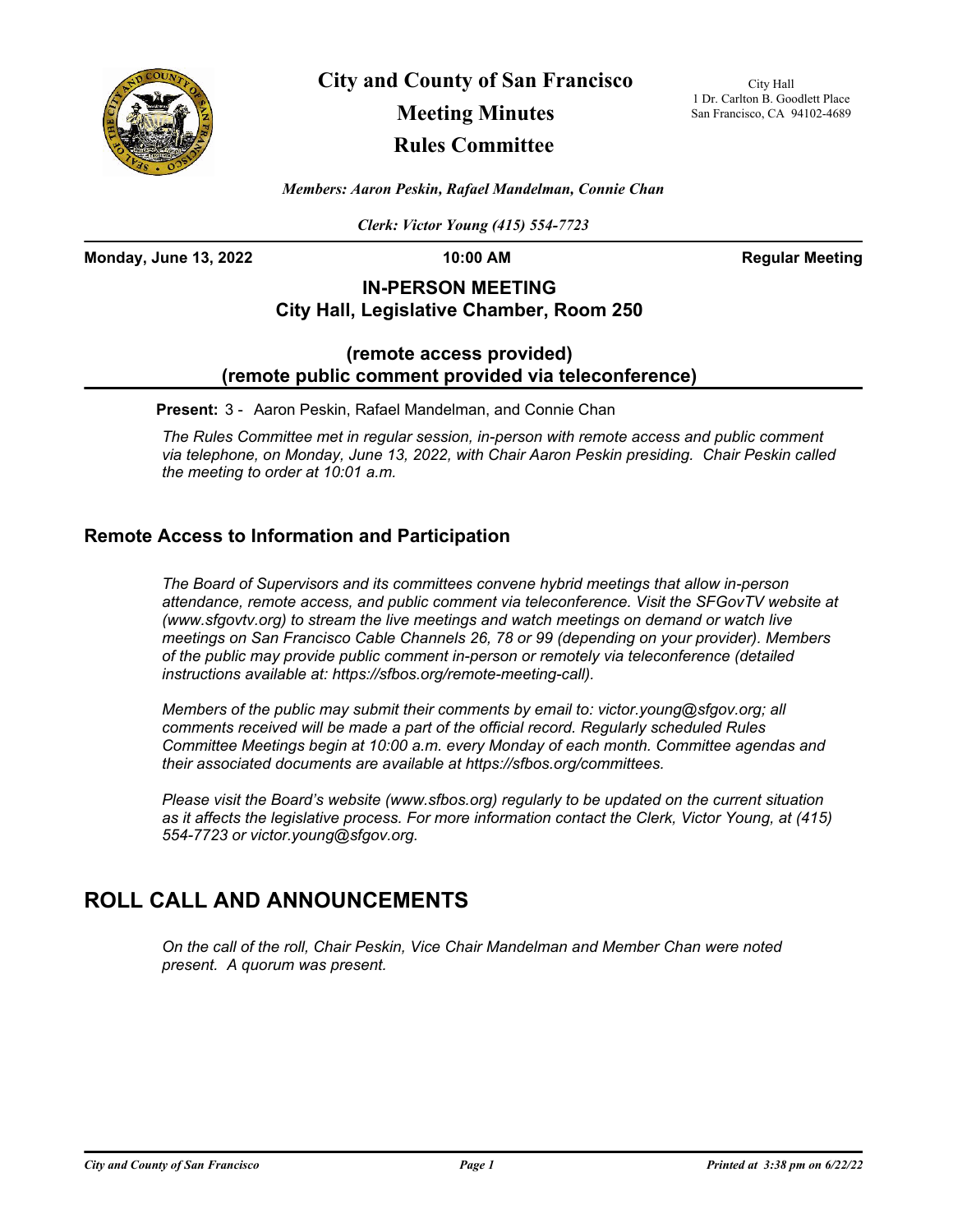# City and County of San Francisco
## Meeting Minutes
## Rules Committee

City Hall
1 Dr. Carlton B. Goodlett Place
San Francisco, CA 94102-4689

*Members: Aaron Peskin, Rafael Mandelman, Connie Chan*

*Clerk: Victor Young (415) 554-7723*

**Monday, June 13, 2022** **10:00 AM** **Regular Meeting**

**IN-PERSON MEETING**
**City Hall, Legislative Chamber, Room 250**

**(remote access provided)**
**(remote public comment provided via teleconference)**

**Present:** 3 - Aaron Peskin, Rafael Mandelman, and Connie Chan

*The Rules Committee met in regular session, in-person with remote access and public comment via telephone, on Monday, June 13, 2022, with Chair Aaron Peskin presiding. Chair Peskin called the meeting to order at 10:01 a.m.*

### Remote Access to Information and Participation

*The Board of Supervisors and its committees convene hybrid meetings that allow in-person attendance, remote access, and public comment via teleconference. Visit the SFGovTV website at (www.sfgovtv.org) to stream the live meetings and watch meetings on demand or watch live meetings on San Francisco Cable Channels 26, 78 or 99 (depending on your provider). Members of the public may provide public comment in-person or remotely via teleconference (detailed instructions available at: https://sfbos.org/remote-meeting-call).*

*Members of the public may submit their comments by email to: victor.young@sfgov.org; all comments received will be made a part of the official record. Regularly scheduled Rules Committee Meetings begin at 10:00 a.m. every Monday of each month. Committee agendas and their associated documents are available at https://sfbos.org/committees.*

*Please visit the Board's website (www.sfbos.org) regularly to be updated on the current situation as it affects the legislative process. For more information contact the Clerk, Victor Young, at (415) 554-7723 or victor.young@sfgov.org.*

## ROLL CALL AND ANNOUNCEMENTS

*On the call of the roll, Chair Peskin, Vice Chair Mandelman and Member Chan were noted present. A quorum was present.*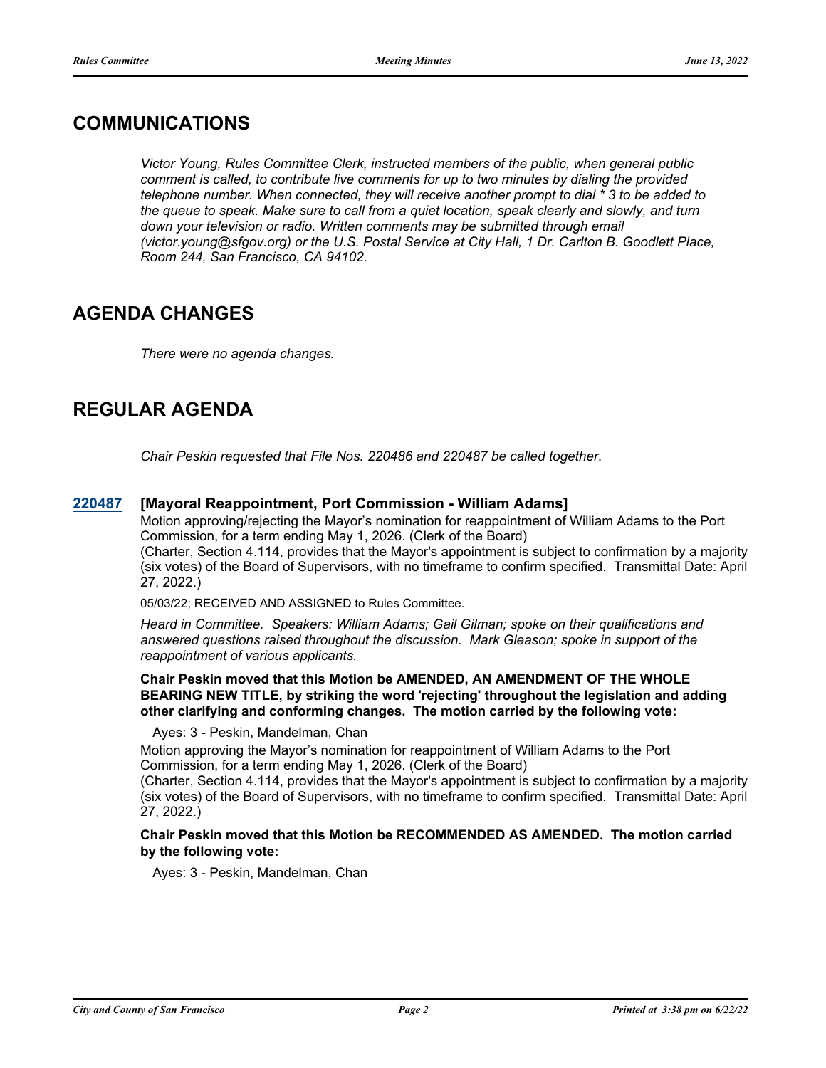## COMMUNICATIONS

*Victor Young, Rules Committee Clerk, instructed members of the public, when general public comment is called, to contribute live comments for up to two minutes by dialing the provided telephone number. When connected, they will receive another prompt to dial * 3 to be added to the queue to speak. Make sure to call from a quiet location, speak clearly and slowly, and turn down your television or radio. Written comments may be submitted through email (victor.young@sfgov.org) or the U.S. Postal Service at City Hall, 1 Dr. Carlton B. Goodlett Place, Room 244, San Francisco, CA 94102.*

## AGENDA CHANGES

*There were no agenda changes.*

## REGULAR AGENDA

*Chair Peskin requested that File Nos. 220486 and 220487 be called together.*

**220487 [Mayoral Reappointment, Port Commission - William Adams]**

Motion approving/rejecting the Mayor's nomination for reappointment of William Adams to the Port Commission, for a term ending May 1, 2026. (Clerk of the Board)

(Charter, Section 4.114, provides that the Mayor's appointment is subject to confirmation by a majority (six votes) of the Board of Supervisors, with no timeframe to confirm specified. Transmittal Date: April 27, 2022.)

05/03/22; RECEIVED AND ASSIGNED to Rules Committee.

*Heard in Committee. Speakers: William Adams; Gail Gilman; spoke on their qualifications and answered questions raised throughout the discussion. Mark Gleason; spoke in support of the reappointment of various applicants.*

**Chair Peskin moved that this Motion be AMENDED, AN AMENDMENT OF THE WHOLE BEARING NEW TITLE, by striking the word 'rejecting' throughout the legislation and adding other clarifying and conforming changes. The motion carried by the following vote:**

Ayes: 3 - Peskin, Mandelman, Chan

Motion approving the Mayor's nomination for reappointment of William Adams to the Port Commission, for a term ending May 1, 2026. (Clerk of the Board)

(Charter, Section 4.114, provides that the Mayor's appointment is subject to confirmation by a majority (six votes) of the Board of Supervisors, with no timeframe to confirm specified. Transmittal Date: April 27, 2022.)

**Chair Peskin moved that this Motion be RECOMMENDED AS AMENDED. The motion carried by the following vote:**

Ayes: 3 - Peskin, Mandelman, Chan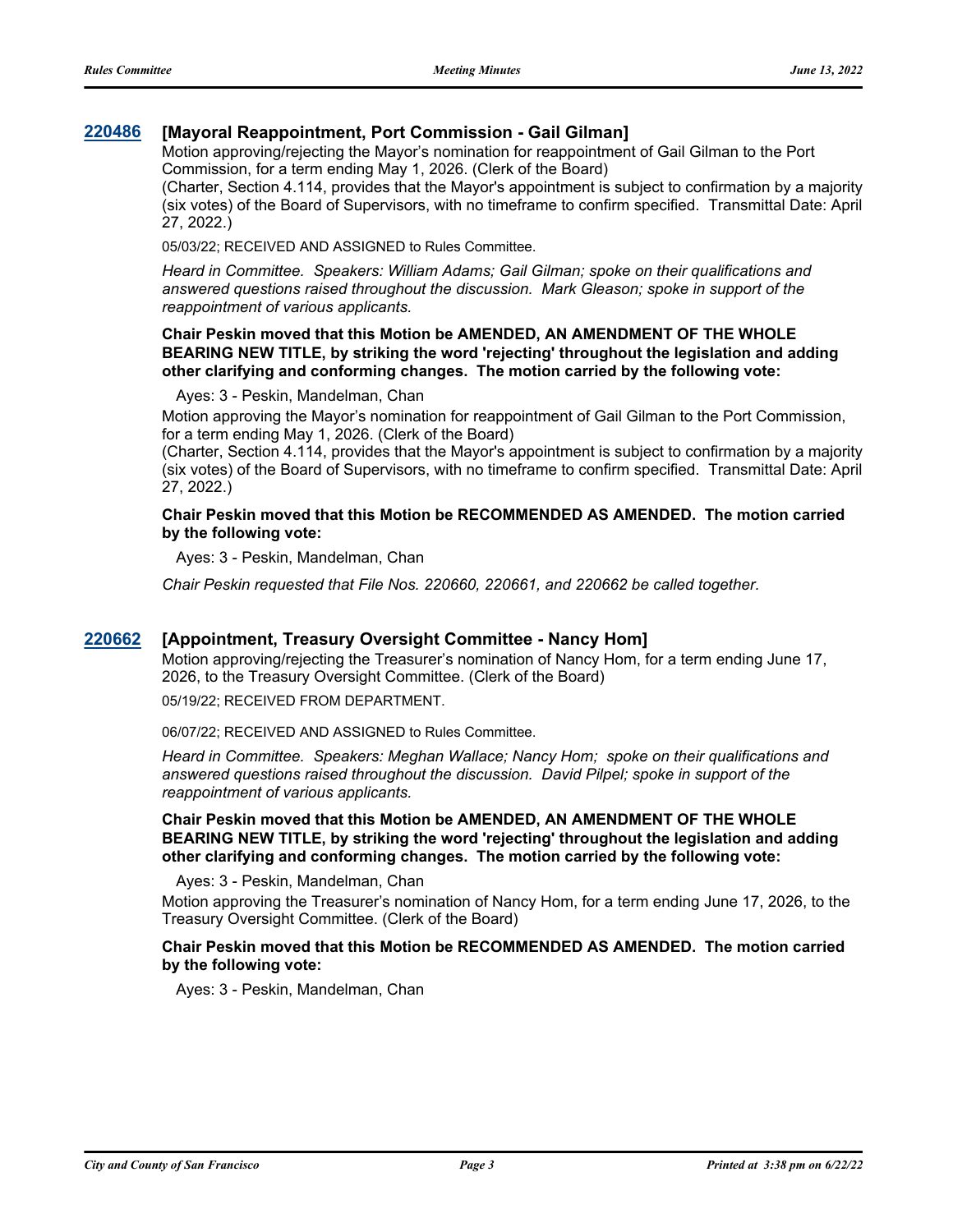### [220486](#) [Mayoral Reappointment, Port Commission - Gail Gilman]

Motion approving/rejecting the Mayor's nomination for reappointment of Gail Gilman to the Port Commission, for a term ending May 1, 2026. (Clerk of the Board)

(Charter, Section 4.114, provides that the Mayor's appointment is subject to confirmation by a majority (six votes) of the Board of Supervisors, with no timeframe to confirm specified. Transmittal Date: April 27, 2022.)

05/03/22; RECEIVED AND ASSIGNED to Rules Committee.

*Heard in Committee. Speakers: William Adams; Gail Gilman; spoke on their qualifications and answered questions raised throughout the discussion. Mark Gleason; spoke in support of the reappointment of various applicants.*

**Chair Peskin moved that this Motion be AMENDED, AN AMENDMENT OF THE WHOLE BEARING NEW TITLE, by striking the word 'rejecting' throughout the legislation and adding other clarifying and conforming changes. The motion carried by the following vote:**

Ayes: 3 - Peskin, Mandelman, Chan

Motion approving the Mayor's nomination for reappointment of Gail Gilman to the Port Commission, for a term ending May 1, 2026. (Clerk of the Board)

(Charter, Section 4.114, provides that the Mayor's appointment is subject to confirmation by a majority (six votes) of the Board of Supervisors, with no timeframe to confirm specified. Transmittal Date: April 27, 2022.)

**Chair Peskin moved that this Motion be RECOMMENDED AS AMENDED. The motion carried by the following vote:**

Ayes: 3 - Peskin, Mandelman, Chan

*Chair Peskin requested that File Nos. 220660, 220661, and 220662 be called together.*

### [220662](#) [Appointment, Treasury Oversight Committee - Nancy Hom]

Motion approving/rejecting the Treasurer's nomination of Nancy Hom, for a term ending June 17, 2026, to the Treasury Oversight Committee. (Clerk of the Board)

05/19/22; RECEIVED FROM DEPARTMENT.

06/07/22; RECEIVED AND ASSIGNED to Rules Committee.

*Heard in Committee. Speakers: Meghan Wallace; Nancy Hom; spoke on their qualifications and answered questions raised throughout the discussion. David Pilpel; spoke in support of the reappointment of various applicants.*

**Chair Peskin moved that this Motion be AMENDED, AN AMENDMENT OF THE WHOLE BEARING NEW TITLE, by striking the word 'rejecting' throughout the legislation and adding other clarifying and conforming changes. The motion carried by the following vote:**

Ayes: 3 - Peskin, Mandelman, Chan

Motion approving the Treasurer's nomination of Nancy Hom, for a term ending June 17, 2026, to the Treasury Oversight Committee. (Clerk of the Board)

**Chair Peskin moved that this Motion be RECOMMENDED AS AMENDED. The motion carried by the following vote:**

Ayes: 3 - Peskin, Mandelman, Chan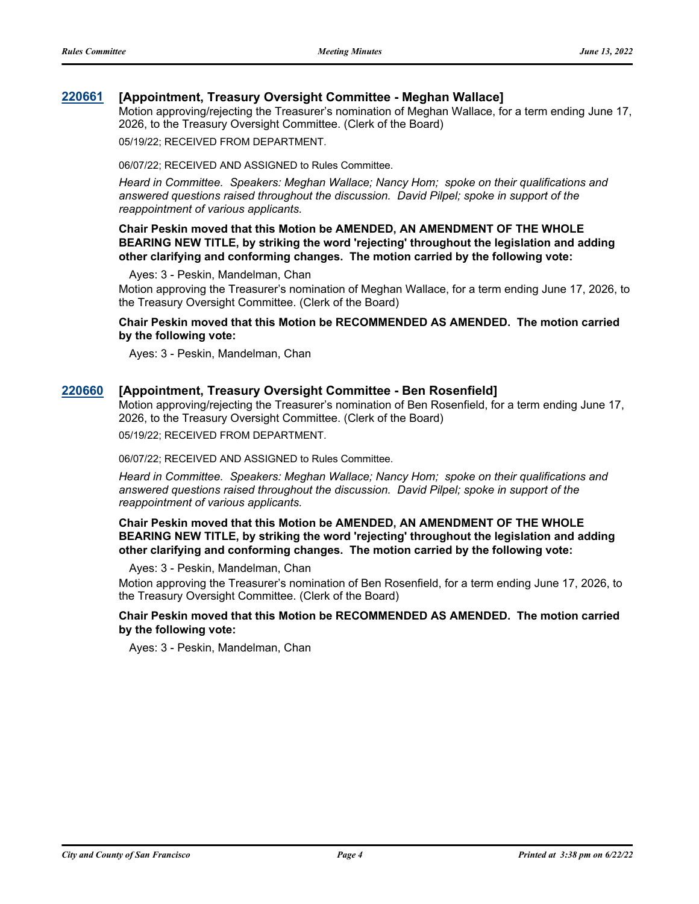### 220661 [Appointment, Treasury Oversight Committee - Meghan Wallace]

Motion approving/rejecting the Treasurer's nomination of Meghan Wallace, for a term ending June 17, 2026, to the Treasury Oversight Committee. (Clerk of the Board)

05/19/22; RECEIVED FROM DEPARTMENT.

06/07/22; RECEIVED AND ASSIGNED to Rules Committee.

*Heard in Committee. Speakers: Meghan Wallace; Nancy Hom; spoke on their qualifications and answered questions raised throughout the discussion. David Pilpel; spoke in support of the reappointment of various applicants.*

**Chair Peskin moved that this Motion be AMENDED, AN AMENDMENT OF THE WHOLE BEARING NEW TITLE, by striking the word 'rejecting' throughout the legislation and adding other clarifying and conforming changes. The motion carried by the following vote:**

Ayes: 3 - Peskin, Mandelman, Chan

Motion approving the Treasurer's nomination of Meghan Wallace, for a term ending June 17, 2026, to the Treasury Oversight Committee. (Clerk of the Board)

**Chair Peskin moved that this Motion be RECOMMENDED AS AMENDED. The motion carried by the following vote:**

Ayes: 3 - Peskin, Mandelman, Chan

### 220660 [Appointment, Treasury Oversight Committee - Ben Rosenfield]

Motion approving/rejecting the Treasurer's nomination of Ben Rosenfield, for a term ending June 17, 2026, to the Treasury Oversight Committee. (Clerk of the Board)

05/19/22; RECEIVED FROM DEPARTMENT.

06/07/22; RECEIVED AND ASSIGNED to Rules Committee.

*Heard in Committee. Speakers: Meghan Wallace; Nancy Hom; spoke on their qualifications and answered questions raised throughout the discussion. David Pilpel; spoke in support of the reappointment of various applicants.*

**Chair Peskin moved that this Motion be AMENDED, AN AMENDMENT OF THE WHOLE BEARING NEW TITLE, by striking the word 'rejecting' throughout the legislation and adding other clarifying and conforming changes. The motion carried by the following vote:**

Ayes: 3 - Peskin, Mandelman, Chan

Motion approving the Treasurer's nomination of Ben Rosenfield, for a term ending June 17, 2026, to the Treasury Oversight Committee. (Clerk of the Board)

**Chair Peskin moved that this Motion be RECOMMENDED AS AMENDED. The motion carried by the following vote:**

Ayes: 3 - Peskin, Mandelman, Chan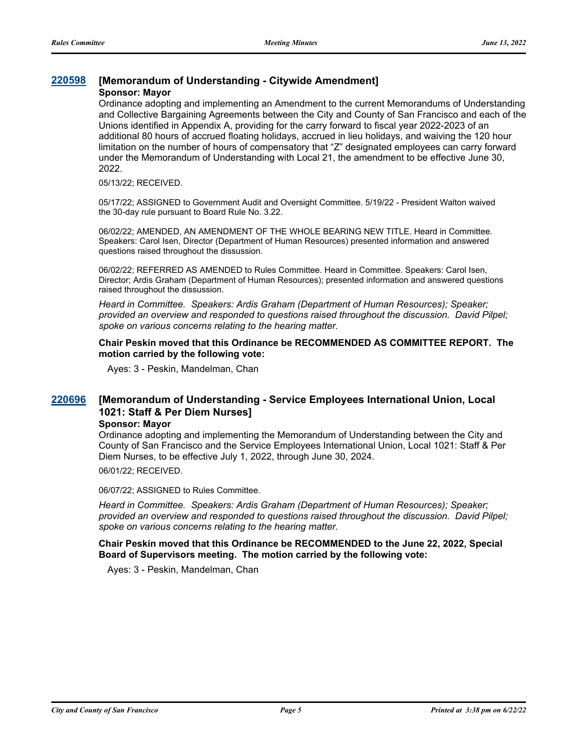## 220598 [Memorandum of Understanding - Citywide Amendment]

**Sponsor: Mayor**

Ordinance adopting and implementing an Amendment to the current Memorandums of Understanding and Collective Bargaining Agreements between the City and County of San Francisco and each of the Unions identified in Appendix A, providing for the carry forward to fiscal year 2022-2023 of an additional 80 hours of accrued floating holidays, accrued in lieu holidays, and waiving the 120 hour limitation on the number of hours of compensatory that "Z" designated employees can carry forward under the Memorandum of Understanding with Local 21, the amendment to be effective June 30, 2022.

05/13/22; RECEIVED.

05/17/22; ASSIGNED to Government Audit and Oversight Committee. 5/19/22 - President Walton waived the 30-day rule pursuant to Board Rule No. 3.22.

06/02/22; AMENDED, AN AMENDMENT OF THE WHOLE BEARING NEW TITLE. Heard in Committee. Speakers: Carol Isen, Director (Department of Human Resources) presented information and answered questions raised throughout the dissussion.

06/02/22; REFERRED AS AMENDED to Rules Committee. Heard in Committee. Speakers: Carol Isen, Director; Ardis Graham (Department of Human Resources); presented information and answered questions raised throughout the dissussion.

*Heard in Committee. Speakers: Ardis Graham (Department of Human Resources); Speaker; provided an overview and responded to questions raised throughout the discussion. David Pilpel; spoke on various concerns relating to the hearing matter.*

**Chair Peskin moved that this Ordinance be RECOMMENDED AS COMMITTEE REPORT. The motion carried by the following vote:**

Ayes: 3 - Peskin, Mandelman, Chan

## 220696 [Memorandum of Understanding - Service Employees International Union, Local 1021: Staff & Per Diem Nurses]

**Sponsor: Mayor**

Ordinance adopting and implementing the Memorandum of Understanding between the City and County of San Francisco and the Service Employees International Union, Local 1021: Staff & Per Diem Nurses, to be effective July 1, 2022, through June 30, 2024.

06/01/22; RECEIVED.

06/07/22; ASSIGNED to Rules Committee.

*Heard in Committee. Speakers: Ardis Graham (Department of Human Resources); Speaker; provided an overview and responded to questions raised throughout the discussion. David Pilpel; spoke on various concerns relating to the hearing matter.*

**Chair Peskin moved that this Ordinance be RECOMMENDED to the June 22, 2022, Special Board of Supervisors meeting. The motion carried by the following vote:**

Ayes: 3 - Peskin, Mandelman, Chan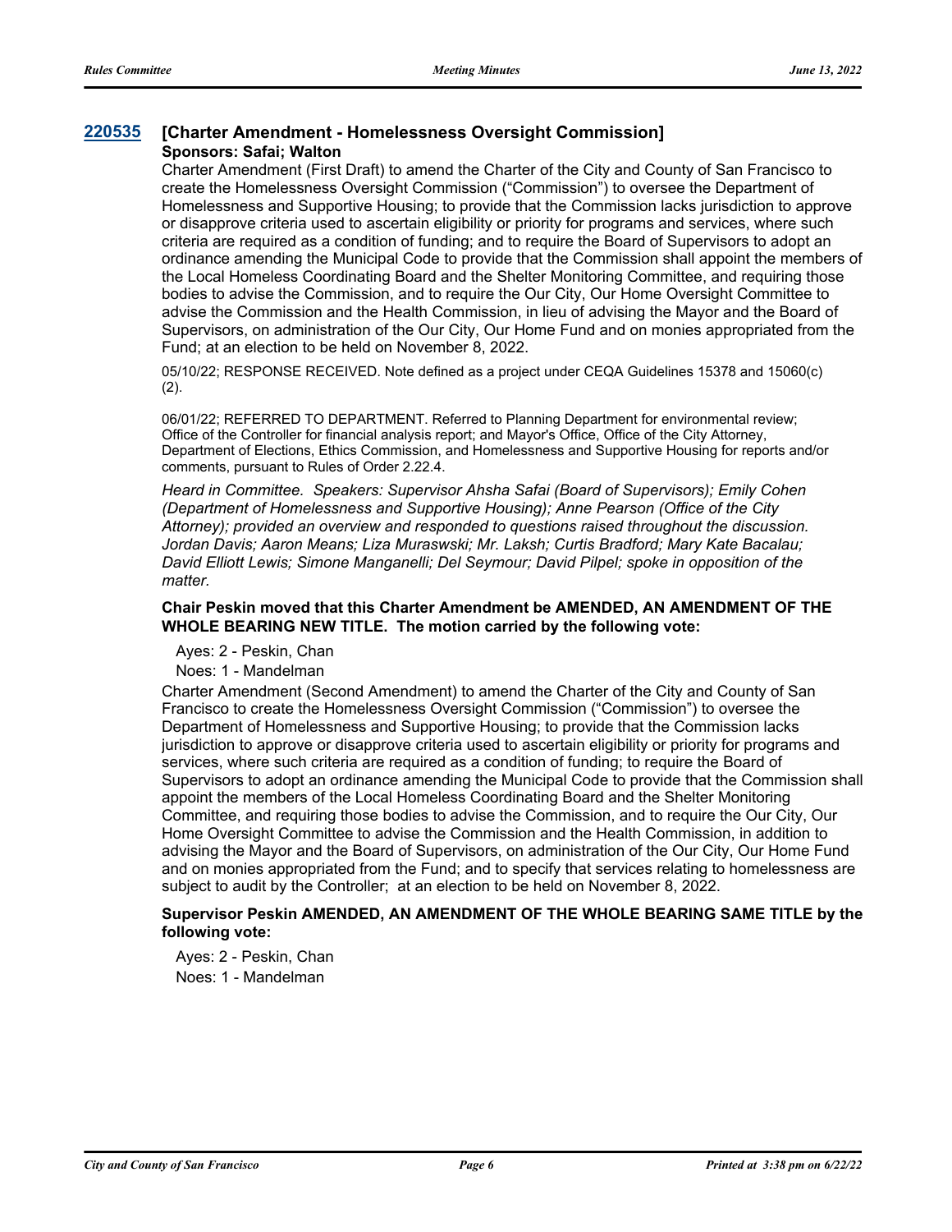### 220535 [Charter Amendment - Homelessness Oversight Commission]

**Sponsors: Safai; Walton**

Charter Amendment (First Draft) to amend the Charter of the City and County of San Francisco to create the Homelessness Oversight Commission ("Commission") to oversee the Department of Homelessness and Supportive Housing; to provide that the Commission lacks jurisdiction to approve or disapprove criteria used to ascertain eligibility or priority for programs and services, where such criteria are required as a condition of funding; and to require the Board of Supervisors to adopt an ordinance amending the Municipal Code to provide that the Commission shall appoint the members of the Local Homeless Coordinating Board and the Shelter Monitoring Committee, and requiring those bodies to advise the Commission, and to require the Our City, Our Home Oversight Committee to advise the Commission and the Health Commission, in lieu of advising the Mayor and the Board of Supervisors, on administration of the Our City, Our Home Fund and on monies appropriated from the Fund; at an election to be held on November 8, 2022.

05/10/22; RESPONSE RECEIVED. Note defined as a project under CEQA Guidelines 15378 and 15060(c)(2).

06/01/22; REFERRED TO DEPARTMENT. Referred to Planning Department for environmental review; Office of the Controller for financial analysis report; and Mayor's Office, Office of the City Attorney, Department of Elections, Ethics Commission, and Homelessness and Supportive Housing for reports and/or comments, pursuant to Rules of Order 2.22.4.

*Heard in Committee. Speakers: Supervisor Ahsha Safai (Board of Supervisors); Emily Cohen (Department of Homelessness and Supportive Housing); Anne Pearson (Office of the City Attorney); provided an overview and responded to questions raised throughout the discussion. Jordan Davis; Aaron Means; Liza Muraswski; Mr. Laksh; Curtis Bradford; Mary Kate Bacalau; David Elliott Lewis; Simone Manganelli; Del Seymour; David Pilpel; spoke in opposition of the matter.*

**Chair Peskin moved that this Charter Amendment be AMENDED, AN AMENDMENT OF THE WHOLE BEARING NEW TITLE. The motion carried by the following vote:**

Ayes: 2 - Peskin, Chan

Noes: 1 - Mandelman

Charter Amendment (Second Amendment) to amend the Charter of the City and County of San Francisco to create the Homelessness Oversight Commission ("Commission") to oversee the Department of Homelessness and Supportive Housing; to provide that the Commission lacks jurisdiction to approve or disapprove criteria used to ascertain eligibility or priority for programs and services, where such criteria are required as a condition of funding; to require the Board of Supervisors to adopt an ordinance amending the Municipal Code to provide that the Commission shall appoint the members of the Local Homeless Coordinating Board and the Shelter Monitoring Committee, and requiring those bodies to advise the Commission, and to require the Our City, Our Home Oversight Committee to advise the Commission and the Health Commission, in addition to advising the Mayor and the Board of Supervisors, on administration of the Our City, Our Home Fund and on monies appropriated from the Fund; and to specify that services relating to homelessness are subject to audit by the Controller; at an election to be held on November 8, 2022.

**Supervisor Peskin AMENDED, AN AMENDMENT OF THE WHOLE BEARING SAME TITLE by the following vote:**

Ayes: 2 - Peskin, Chan

Noes: 1 - Mandelman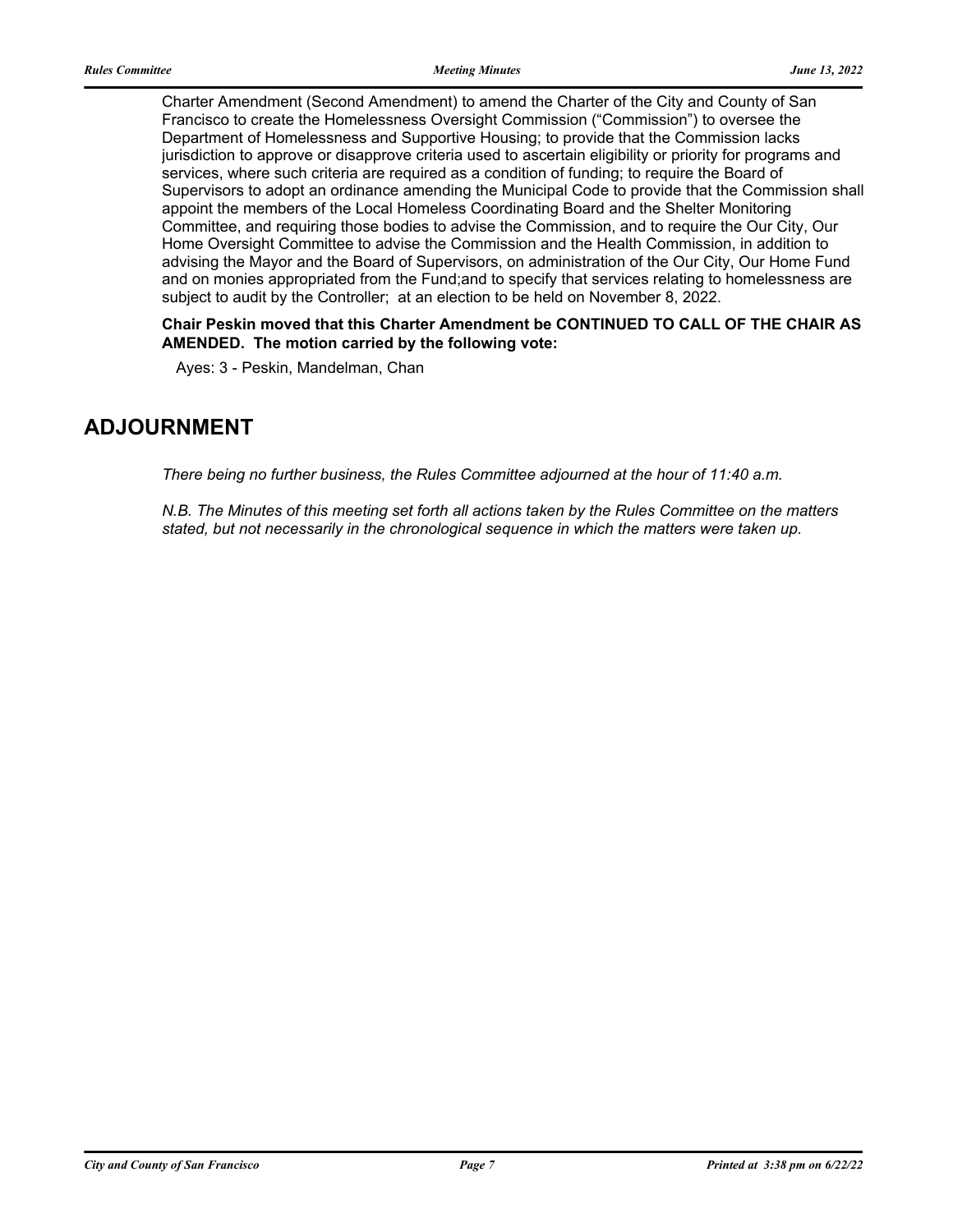Charter Amendment (Second Amendment) to amend the Charter of the City and County of San Francisco to create the Homelessness Oversight Commission ("Commission") to oversee the Department of Homelessness and Supportive Housing; to provide that the Commission lacks jurisdiction to approve or disapprove criteria used to ascertain eligibility or priority for programs and services, where such criteria are required as a condition of funding; to require the Board of Supervisors to adopt an ordinance amending the Municipal Code to provide that the Commission shall appoint the members of the Local Homeless Coordinating Board and the Shelter Monitoring Committee, and requiring those bodies to advise the Commission, and to require the Our City, Our Home Oversight Committee to advise the Commission and the Health Commission, in addition to advising the Mayor and the Board of Supervisors, on administration of the Our City, Our Home Fund and on monies appropriated from the Fund;and to specify that services relating to homelessness are subject to audit by the Controller;  at an election to be held on November 8, 2022.

**Chair Peskin moved that this Charter Amendment be CONTINUED TO CALL OF THE CHAIR AS AMENDED. The motion carried by the following vote:**

Ayes: 3 - Peskin, Mandelman, Chan

## ADJOURNMENT

*There being no further business, the Rules Committee adjourned at the hour of 11:40 a.m.*

*N.B. The Minutes of this meeting set forth all actions taken by the Rules Committee on the matters stated, but not necessarily in the chronological sequence in which the matters were taken up.*